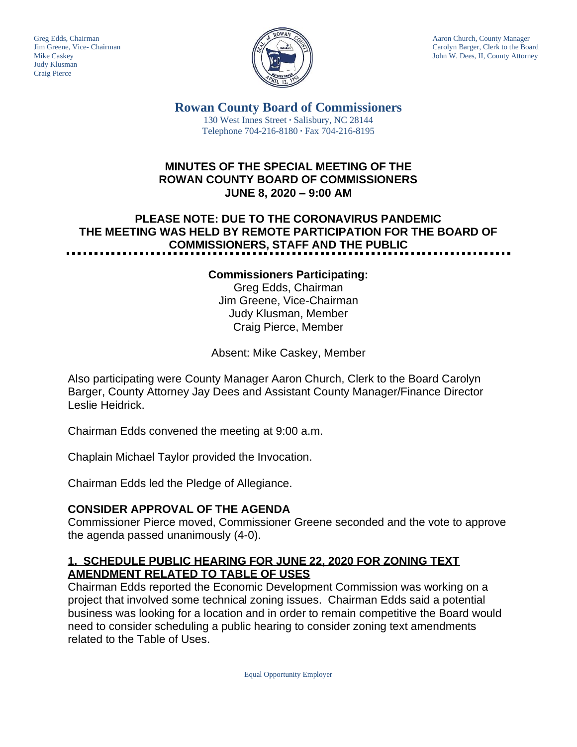Greg Edds, Chairman
Jim Greene, Vice- Chairman
Mike Caskey
Judy Klusman
Craig Pierce

Aaron Church, County Manager
Carolyn Barger, Clerk to the Board
John W. Dees, II, County Attorney

# Rowan County Board of Commissioners

130 West Innes Street · Salisbury, NC 28144
Telephone 704-216-8180 · Fax 704-216-8195

## MINUTES OF THE SPECIAL MEETING OF THE ROWAN COUNTY BOARD OF COMMISSIONERS JUNE 8, 2020 – 9:00 AM

## PLEASE NOTE: DUE TO THE CORONAVIRUS PANDEMIC THE MEETING WAS HELD BY REMOTE PARTICIPATION FOR THE BOARD OF COMMISSIONERS, STAFF AND THE PUBLIC

**Commissioners Participating:**
Greg Edds, Chairman
Jim Greene, Vice-Chairman
Judy Klusman, Member
Craig Pierce, Member

Absent: Mike Caskey, Member

Also participating were County Manager Aaron Church, Clerk to the Board Carolyn Barger, County Attorney Jay Dees and Assistant County Manager/Finance Director Leslie Heidrick.

Chairman Edds convened the meeting at 9:00 a.m.

Chaplain Michael Taylor provided the Invocation.

Chairman Edds led the Pledge of Allegiance.

### CONSIDER APPROVAL OF THE AGENDA

Commissioner Pierce moved, Commissioner Greene seconded and the vote to approve the agenda passed unanimously (4-0).

### 1. SCHEDULE PUBLIC HEARING FOR JUNE 22, 2020 FOR ZONING TEXT AMENDMENT RELATED TO TABLE OF USES

Chairman Edds reported the Economic Development Commission was working on a project that involved some technical zoning issues. Chairman Edds said a potential business was looking for a location and in order to remain competitive the Board would need to consider scheduling a public hearing to consider zoning text amendments related to the Table of Uses.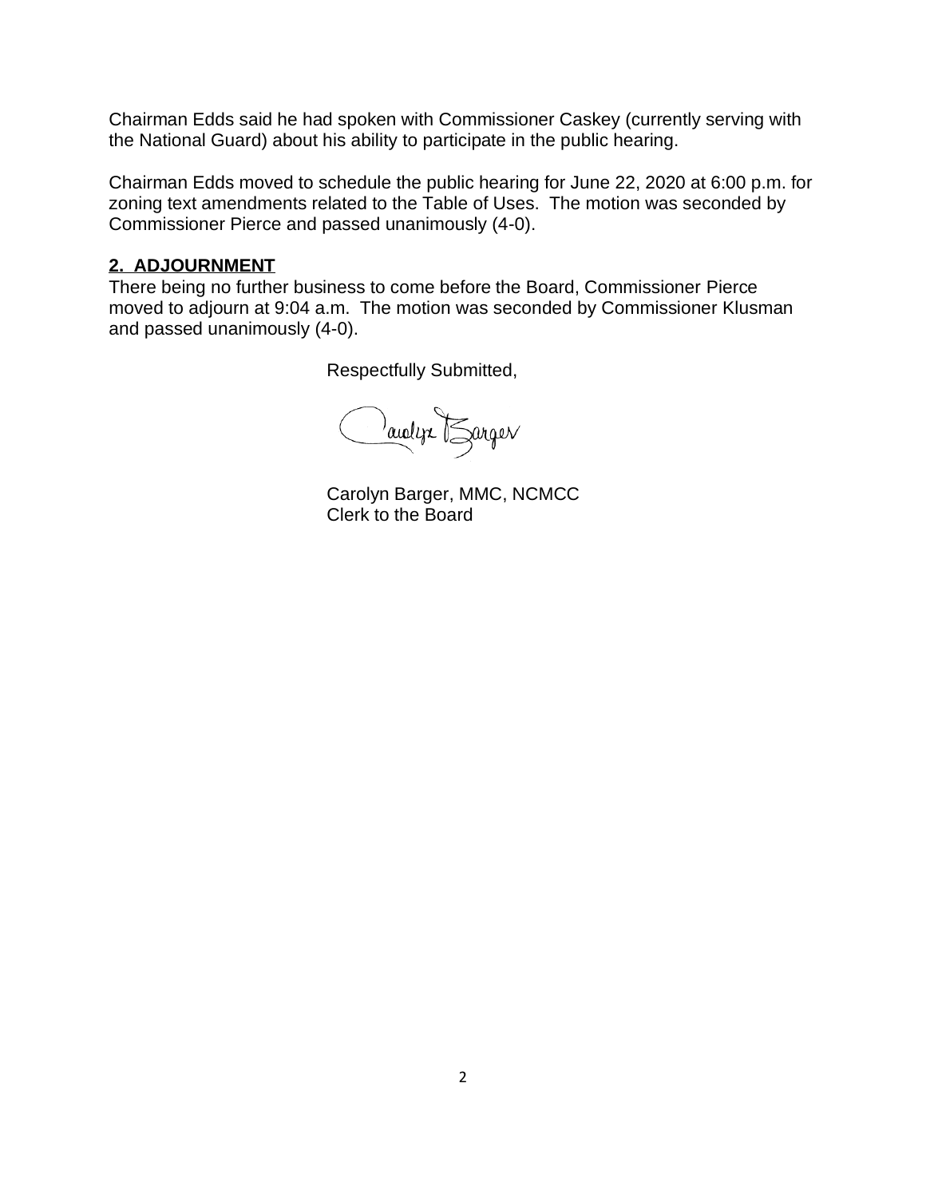Chairman Edds said he had spoken with Commissioner Caskey (currently serving with the National Guard) about his ability to participate in the public hearing.

Chairman Edds moved to schedule the public hearing for June 22, 2020 at 6:00 p.m. for zoning text amendments related to the Table of Uses. The motion was seconded by Commissioner Pierce and passed unanimously (4-0).

## 2. ADJOURNMENT

There being no further business to come before the Board, Commissioner Pierce moved to adjourn at 9:04 a.m. The motion was seconded by Commissioner Klusman and passed unanimously (4-0).

Respectfully Submitted,

Carolyn Barger, MMC, NCMCC
Clerk to the Board